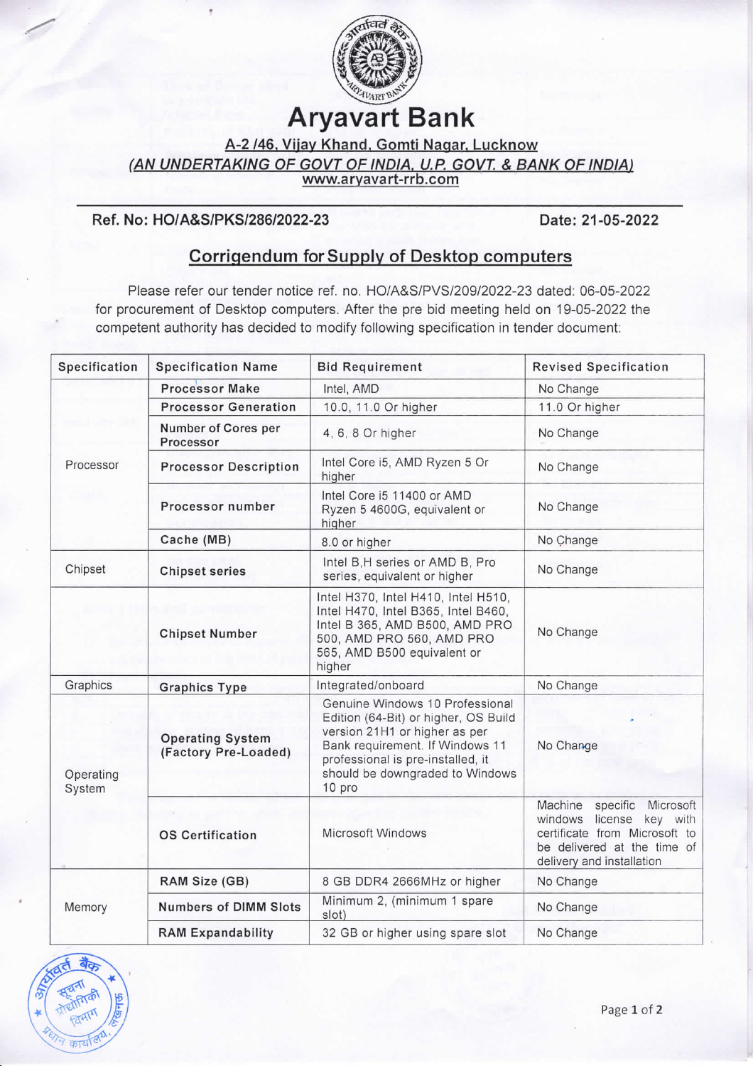# Aryavart Bank

A-2 /46, Vijay Khand, Gomti Nagar, Lucknow

*(AN UNDERTAKING OF GOVT OF INDIA, U.P. GOVT. & BANK OF INDIA)*

www.aryavart-rrb.com

**Ref. No: HO/A&S/PKS/286/2022-23** **Date: 21-05-2022**

## Corrigendum for Supply of Desktop computers

Please refer our tender notice ref. no. HO/A&S/PVS/209/2022-23 dated: 06-05-2022 for procurement of Desktop computers. After the pre bid meeting held on 19-05-2022 the competent authority has decided to modify following specification in tender document:

| Specification | Specification Name | Bid Requirement | Revised Specification |
|---|---|---|---|
| Processor | Processor Make | Intel, AMD | No Change |
| | Processor Generation | 10.0, 11.0 Or higher | 11.0 Or higher |
| | Number of Cores per Processor | 4, 6, 8 Or higher | No Change |
| | Processor Description | Intel Core i5, AMD Ryzen 5 Or higher | No Change |
| | Processor number | Intel Core i5 11400 or AMD Ryzen 5 4600G, equivalent or higher | No Change |
| | Cache (MB) | 8.0 or higher | No Change |
| Chipset | Chipset series | Intel B,H series or AMD B, Pro series, equivalent or higher | No Change |
| | Chipset Number | Intel H370, Intel H410, Intel H510, Intel H470, Intel B365, Intel B460, Intel B 365, AMD B500, AMD PRO 500, AMD PRO 560, AMD PRO 565, AMD B500 equivalent or higher | No Change |
| Graphics | Graphics Type | Integrated/onboard | No Change |
| Operating System | Operating System (Factory Pre-Loaded) | Genuine Windows 10 Professional Edition (64-Bit) or higher, OS Build version 21H1 or higher as per Bank requirement. If Windows 11 professional is pre-installed, it should be downgraded to Windows 10 pro | No Change |
| | OS Certification | Microsoft Windows | Machine specific Microsoft windows license key with certificate from Microsoft to be delivered at the time of delivery and installation |
| Memory | RAM Size (GB) | 8 GB DDR4 2666MHz or higher | No Change |
| | Numbers of DIMM Slots | Minimum 2, (minimum 1 spare slot) | No Change |
| | RAM Expandability | 32 GB or higher using spare slot | No Change |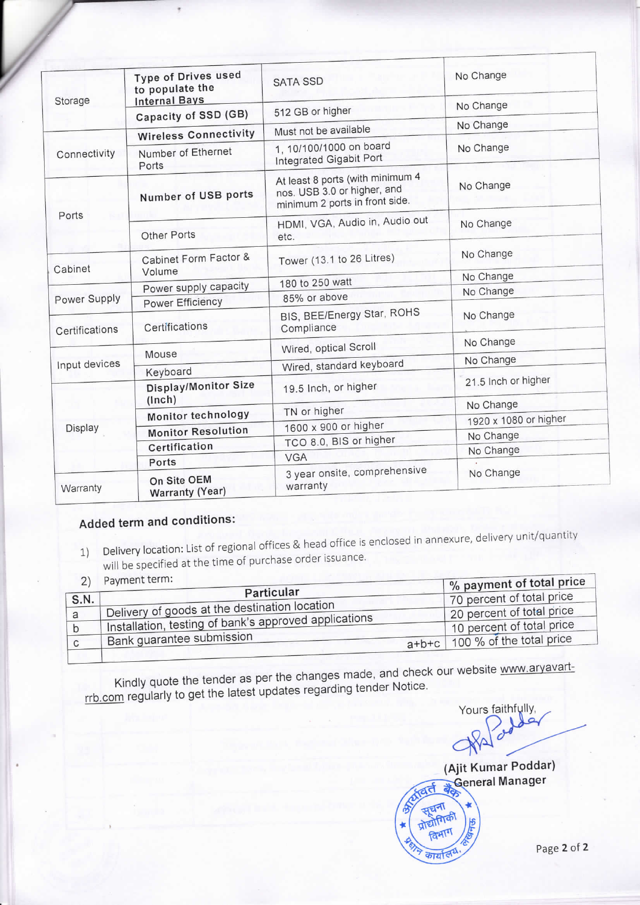| Storage | Type of Drives used to populate the Internal Bays | SATA SSD | No Change |
|---|---|---|---|
| | Capacity of SSD (GB) | 512 GB or higher | No Change |
| Connectivity | Wireless Connectivity | Must not be available | No Change |
| | Number of Ethernet Ports | 1, 10/100/1000 on board Integrated Gigabit Port | No Change |
| Ports | Number of USB ports | At least 8 ports (with minimum 4 nos. USB 3.0 or higher, and minimum 2 ports in front side. | No Change |
| | Other Ports | HDMI, VGA, Audio in, Audio out etc. | No Change |
| Cabinet | Cabinet Form Factor & Volume | Tower (13.1 to 26 Litres) | No Change |
| Power Supply | Power supply capacity | 180 to 250 watt | No Change |
| | Power Efficiency | 85% or above | No Change |
| Certifications | Certifications | BIS, BEE/Energy Star, ROHS Compliance | No Change |
| Input devices | Mouse | Wired, optical Scroll | No Change |
| | Keyboard | Wired, standard keyboard | No Change |
| Display | Display/Monitor Size (Inch) | 19.5 Inch, or higher | 21.5 Inch or higher |
| | Monitor technology | TN or higher | No Change |
| | Monitor Resolution | 1600 x 900 or higher | 1920 x 1080 or higher |
| | Certification | TCO 8.0, BIS or higher | No Change |
| | Ports | VGA | No Change |
| Warranty | On Site OEM Warranty (Year) | 3 year onsite, comprehensive warranty | No Change |

## Added term and conditions:

1) Delivery location: List of regional offices & head office is enclosed in annexure, delivery unit/quantity will be specified at the time of purchase order issuance.

2) Payment term:

| S.N. | Particular | % payment of total price |
|---|---|---|
| a | Delivery of goods at the destination location | 70 percent of total price |
| b | Installation, testing of bank's approved applications | 20 percent of total price |
| c | Bank guarantee submission | 10 percent of total price |
| | a+b+c | 100 % of the total price |

Kindly quote the tender as per the changes made, and check our website www.aryavart-rrb.com regularly to get the latest updates regarding tender Notice.

Yours faithfully,

(Ajit Kumar Poddar)
General Manager

आर्यावर्त बैंक सूचना प्रोद्योगिकी विभाग प्रधान कार्यालय, लखनऊ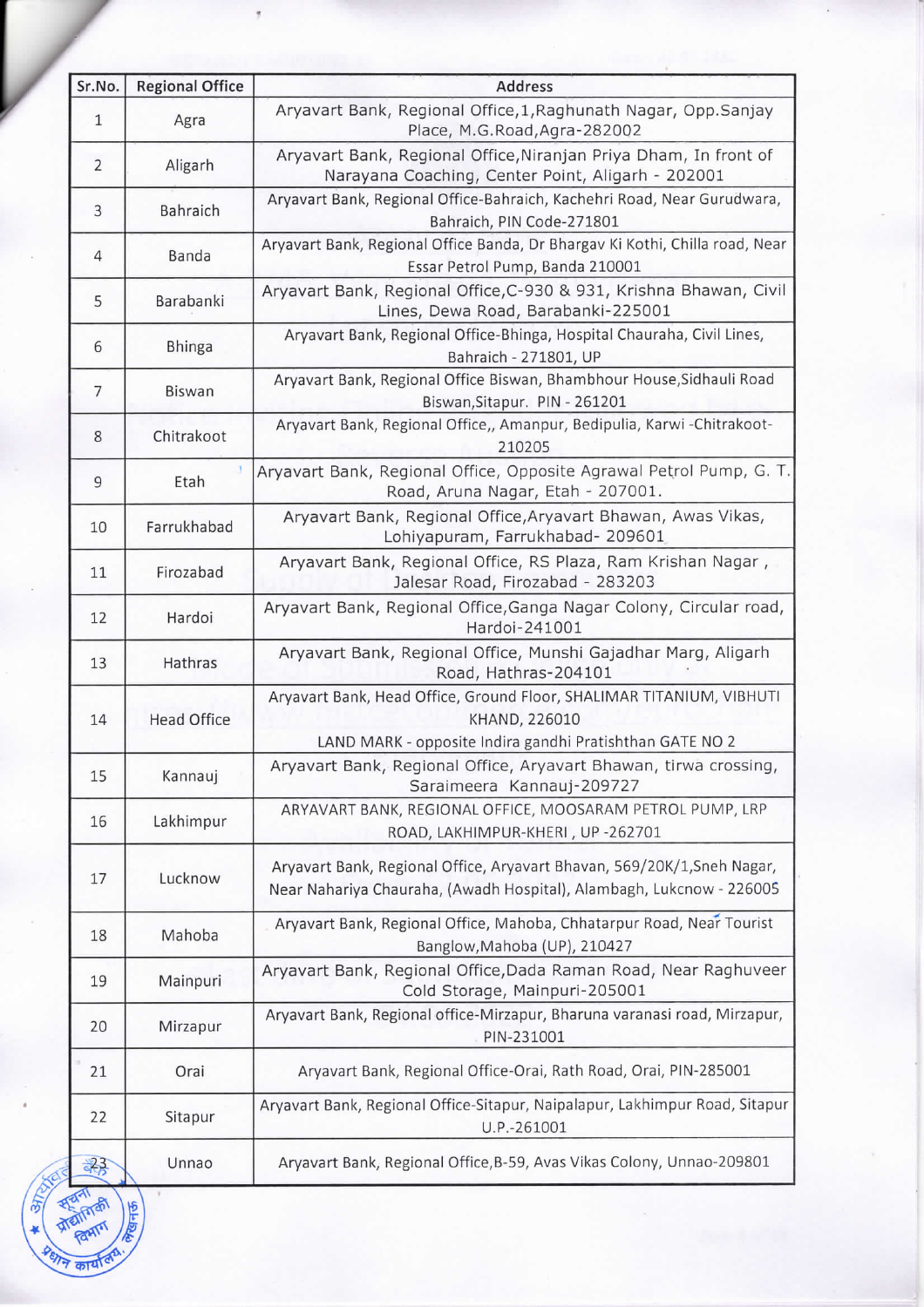| Sr.No. | Regional Office | Address |
|---|---|---|
| 1 | Agra | Aryavart Bank, Regional Office,1,Raghunath Nagar, Opp.Sanjay Place, M.G.Road,Agra-282002 |
| 2 | Aligarh | Aryavart Bank, Regional Office,Niranjan Priya Dham, In front of Narayana Coaching, Center Point, Aligarh - 202001 |
| 3 | Bahraich | Aryavart Bank, Regional Office-Bahraich, Kachehri Road, Near Gurudwara, Bahraich, PIN Code-271801 |
| 4 | Banda | Aryavart Bank, Regional Office Banda, Dr Bhargav Ki Kothi, Chilla road, Near Essar Petrol Pump, Banda 210001 |
| 5 | Barabanki | Aryavart Bank, Regional Office,C-930 & 931, Krishna Bhawan, Civil Lines, Dewa Road, Barabanki-225001 |
| 6 | Bhinga | Aryavart Bank, Regional Office-Bhinga, Hospital Chauraha, Civil Lines, Bahraich - 271801, UP |
| 7 | Biswan | Aryavart Bank, Regional Office Biswan, Bhambhour House,Sidhauli Road Biswan,Sitapur. PIN - 261201 |
| 8 | Chitrakoot | Aryavart Bank, Regional Office,, Amanpur, Bedipulia, Karwi -Chitrakoot-210205 |
| 9 | Etah | Aryavart Bank, Regional Office, Opposite Agrawal Petrol Pump, G. T. Road, Aruna Nagar, Etah - 207001. |
| 10 | Farrukhabad | Aryavart Bank, Regional Office,Aryavart Bhawan, Awas Vikas, Lohiyapuram, Farrukhabad- 209601 |
| 11 | Firozabad | Aryavart Bank, Regional Office, RS Plaza, Ram Krishan Nagar , Jalesar Road, Firozabad - 283203 |
| 12 | Hardoi | Aryavart Bank, Regional Office,Ganga Nagar Colony, Circular road, Hardoi-241001 |
| 13 | Hathras | Aryavart Bank, Regional Office, Munshi Gajadhar Marg, Aligarh Road, Hathras-204101 |
| 14 | Head Office | Aryavart Bank, Head Office, Ground Floor, SHALIMAR TITANIUM, VIBHUTI KHAND, 226010<br>LAND MARK - opposite Indira gandhi Pratishthan GATE NO 2 |
| 15 | Kannauj | Aryavart Bank, Regional Office, Aryavart Bhawan, tirwa crossing, Saraimeera Kannauj-209727 |
| 16 | Lakhimpur | ARYAVART BANK, REGIONAL OFFICE, MOOSARAM PETROL PUMP, LRP ROAD, LAKHIMPUR-KHERI , UP -262701 |
| 17 | Lucknow | Aryavart Bank, Regional Office, Aryavart Bhavan, 569/20K/1,Sneh Nagar, Near Nahariya Chauraha, (Awadh Hospital), Alambagh, Lukcnow - 226005 |
| 18 | Mahoba | Aryavart Bank, Regional Office, Mahoba, Chhatarpur Road, Near Tourist Banglow,Mahoba (UP), 210427 |
| 19 | Mainpuri | Aryavart Bank, Regional Office,Dada Raman Road, Near Raghuveer Cold Storage, Mainpuri-205001 |
| 20 | Mirzapur | Aryavart Bank, Regional office-Mirzapur, Bharuna varanasi road, Mirzapur, PIN-231001 |
| 21 | Orai | Aryavart Bank, Regional Office-Orai, Rath Road, Orai, PIN-285001 |
| 22 | Sitapur | Aryavart Bank, Regional Office-Sitapur, Naipalapur, Lakhimpur Road, Sitapur U.P.-261001 |
| 23 | Unnao | Aryavart Bank, Regional Office,B-59, Avas Vikas Colony, Unnao-209801 |